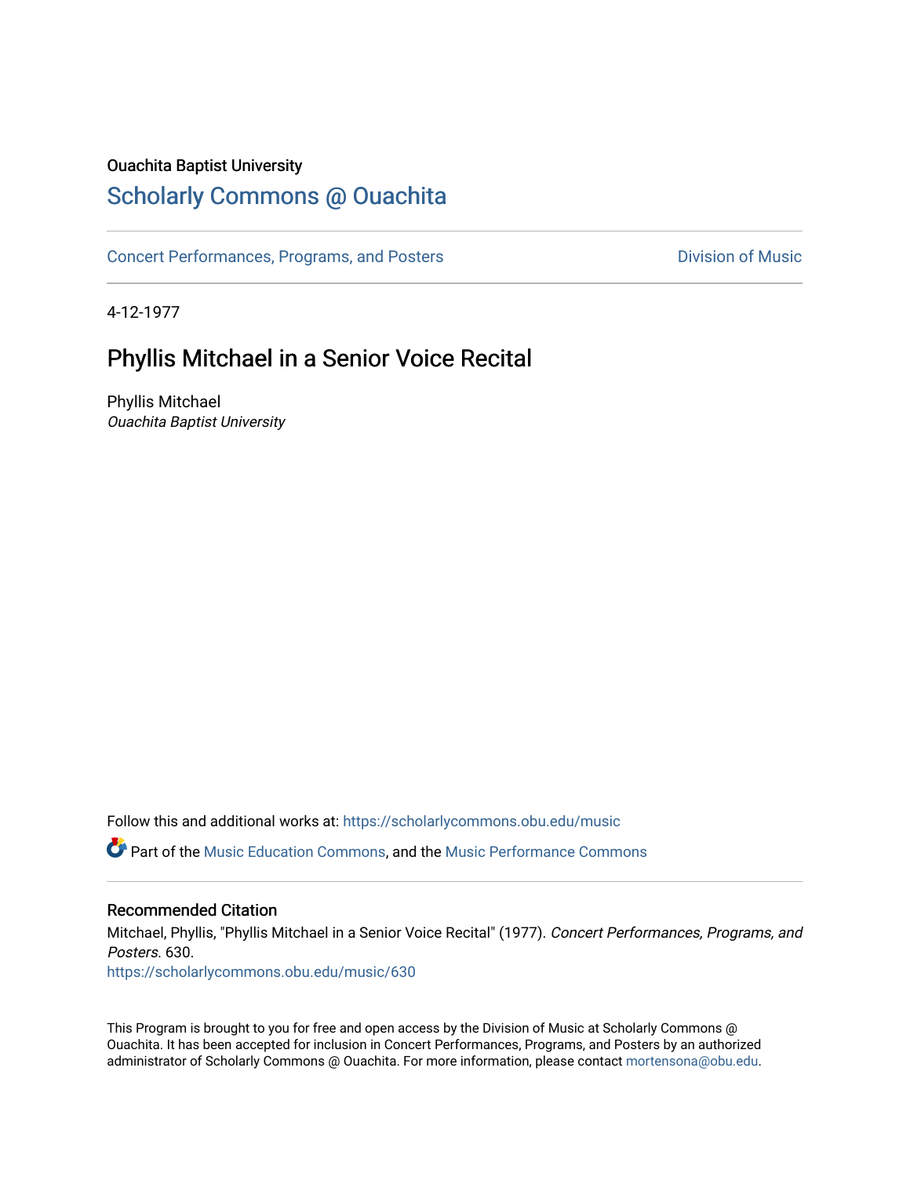Ouachita Baptist University

## Scholarly Commons @ Ouachita

Concert Performances, Programs, and Posters

Division of Music

4-12-1977

# Phyllis Mitchael in a Senior Voice Recital

Phyllis Mitchael
*Ouachita Baptist University*

Follow this and additional works at: https://scholarlycommons.obu.edu/music

Part of the Music Education Commons, and the Music Performance Commons

### Recommended Citation

Mitchael, Phyllis, "Phyllis Mitchael in a Senior Voice Recital" (1977). *Concert Performances, Programs, and Posters*. 630.
https://scholarlycommons.obu.edu/music/630

This Program is brought to you for free and open access by the Division of Music at Scholarly Commons @ Ouachita. It has been accepted for inclusion in Concert Performances, Programs, and Posters by an authorized administrator of Scholarly Commons @ Ouachita. For more information, please contact mortensona@obu.edu.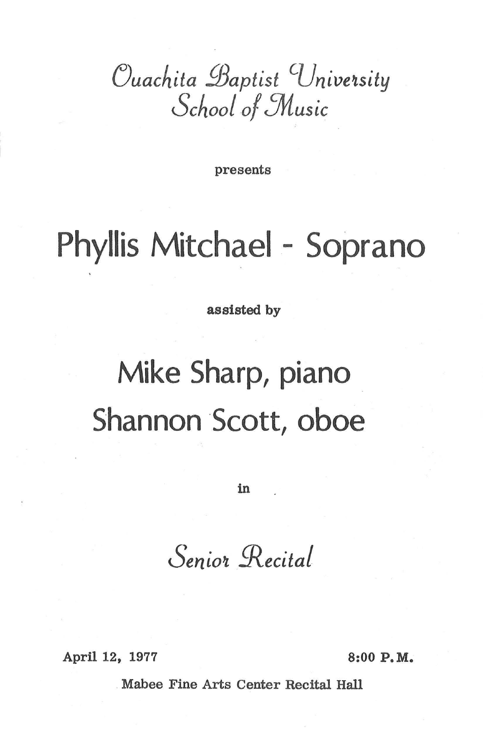*Ouachita Baptist University*
*School of Music*

presents

# Phyllis Mitchael - Soprano

**assisted by**

## Mike Sharp, piano
## Shannon Scott, oboe

in

*Senior Recital*

**April 12, 1977** **8:00 P.M.**

Mabee Fine Arts Center Recital Hall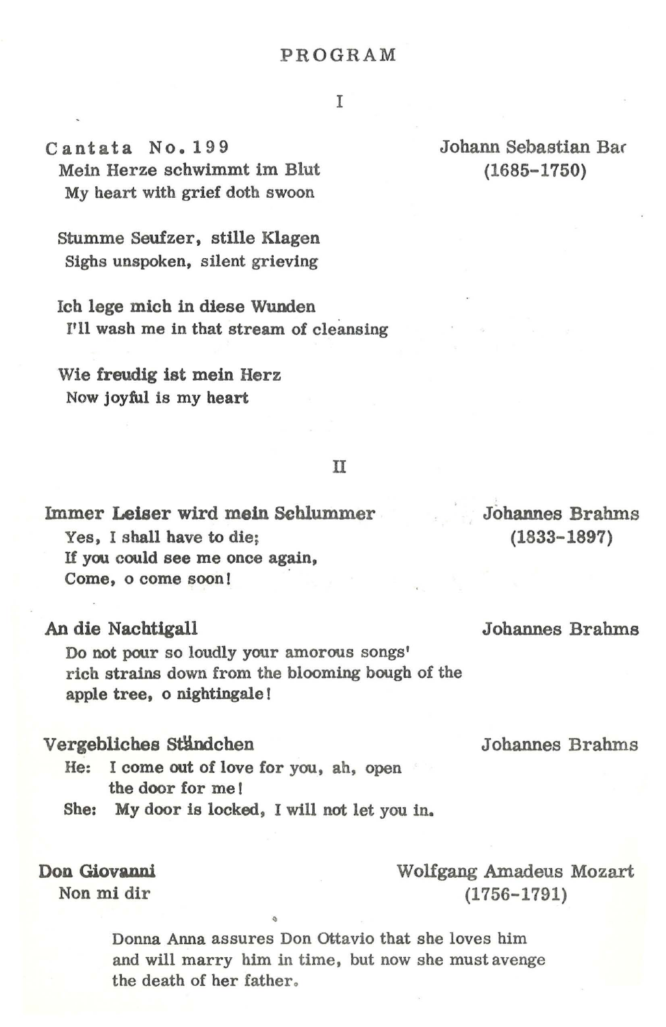# PROGRAM

## I

**Cantata No. 199** — Johann Sebastian Bac (1685-1750)

Mein Herze schwimmt im Blut
My heart with grief doth swoon

Stumme Seufzer, stille Klagen
Sighs unspoken, silent grieving

Ich lege mich in diese Wunden
I'll wash me in that stream of cleansing

Wie freudig ist mein Herz
Now joyful is my heart

## II

**Immer Leiser wird mein Schlummer** — Johannes Brahms (1833-1897)

Yes, I shall have to die;
If you could see me once again,
Come, o come soon!

**An die Nachtigall** — Johannes Brahms

Do not pour so loudly your amorous songs' rich strains down from the blooming bough of the apple tree, o nightingale!

**Vergebliches Ständchen** — Johannes Brahms

He: I come out of love for you, ah, open the door for me!
She: My door is locked, I will not let you in.

**Don Giovanni** — Wolfgang Amadeus Mozart (1756-1791)

Non mi dir

Donna Anna assures Don Ottavio that she loves him and will marry him in time, but now she must avenge the death of her father.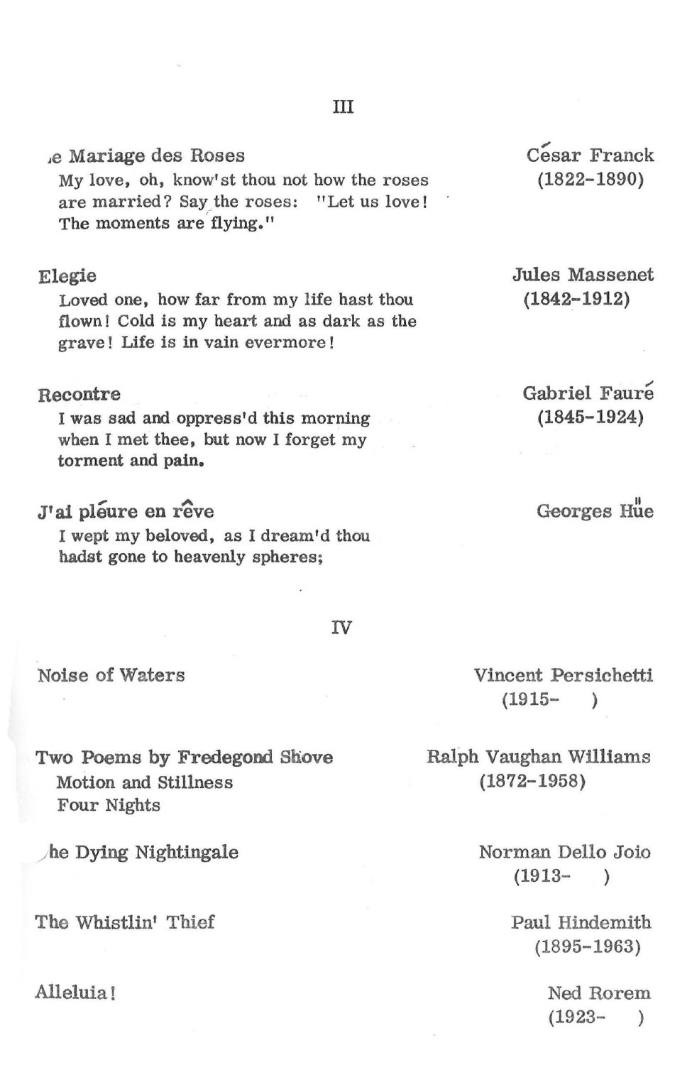## III

**,e Mariage des Roses** — César Franck (1822–1890)

My love, oh, know'st thou not how the roses are married? Say the roses: "Let us love! The moments are flying."

**Elegie** — Jules Massenet (1842–1912)

Loved one, how far from my life hast thou flown! Cold is my heart and as dark as the grave! Life is in vain evermore!

**Recontre** — Gabriel Fauré (1845–1924)

I was sad and oppress'd this morning when I met thee, but now I forget my torment and pain.

**J'ai pléure en rêve** — Georges Hüe

I wept my beloved, as I dream'd thou hadst gone to heavenly spheres;

## IV

**Noise of Waters** — Vincent Persichetti (1915– )

**Two Poems by Fredegond Shove** — Ralph Vaughan Williams (1872–1958)

- Motion and Stillness
- Four Nights

**he Dying Nightingale** — Norman Dello Joio (1913– )

**The Whistlin' Thief** — Paul Hindemith (1895–1963)

**Alleluia!** — Ned Rorem (1923– )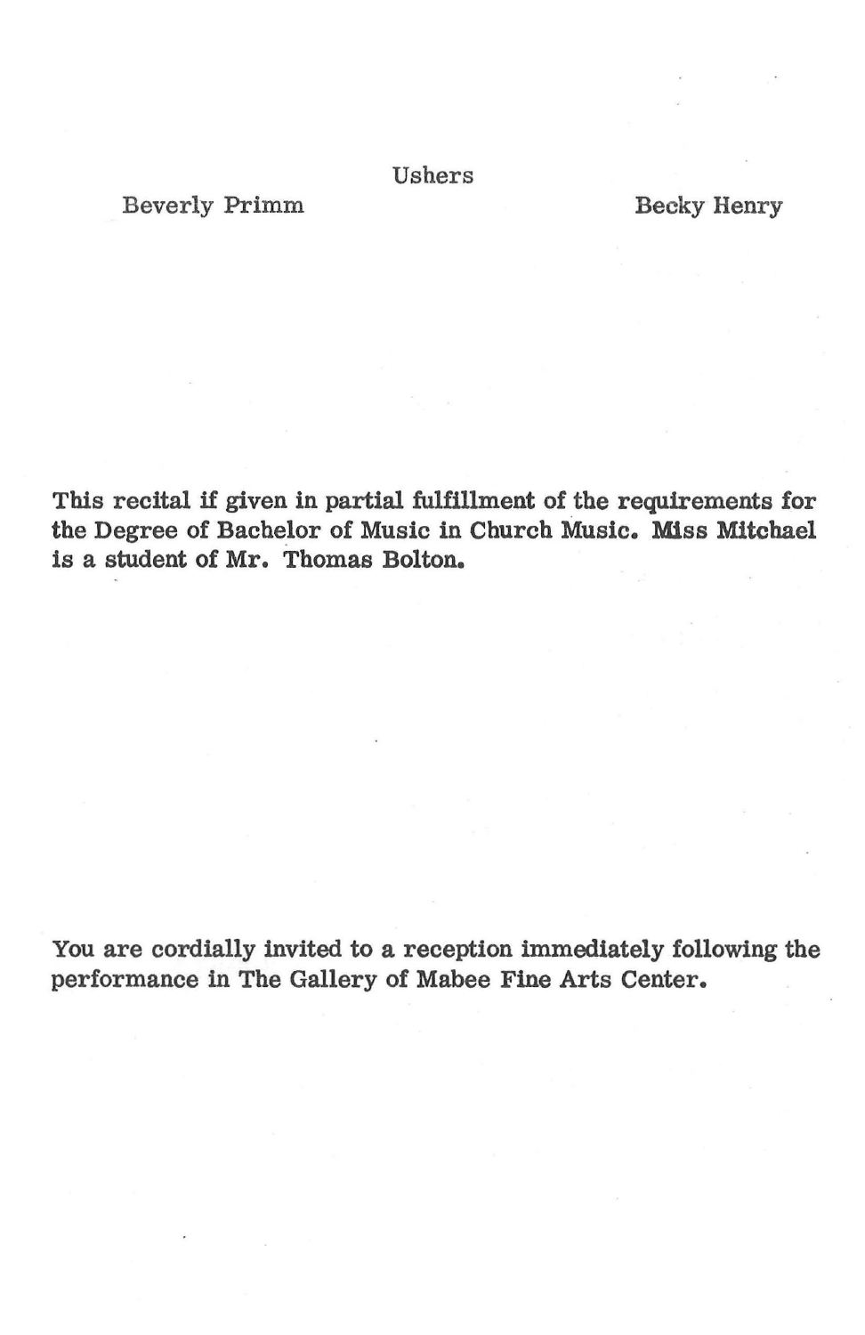Ushers

Beverly Primm

Becky Henry

This recital if given in partial fulfillment of the requirements for the Degree of Bachelor of Music in Church Music. Miss Mitchael is a student of Mr. Thomas Bolton.

You are cordially invited to a reception immediately following the performance in The Gallery of Mabee Fine Arts Center.